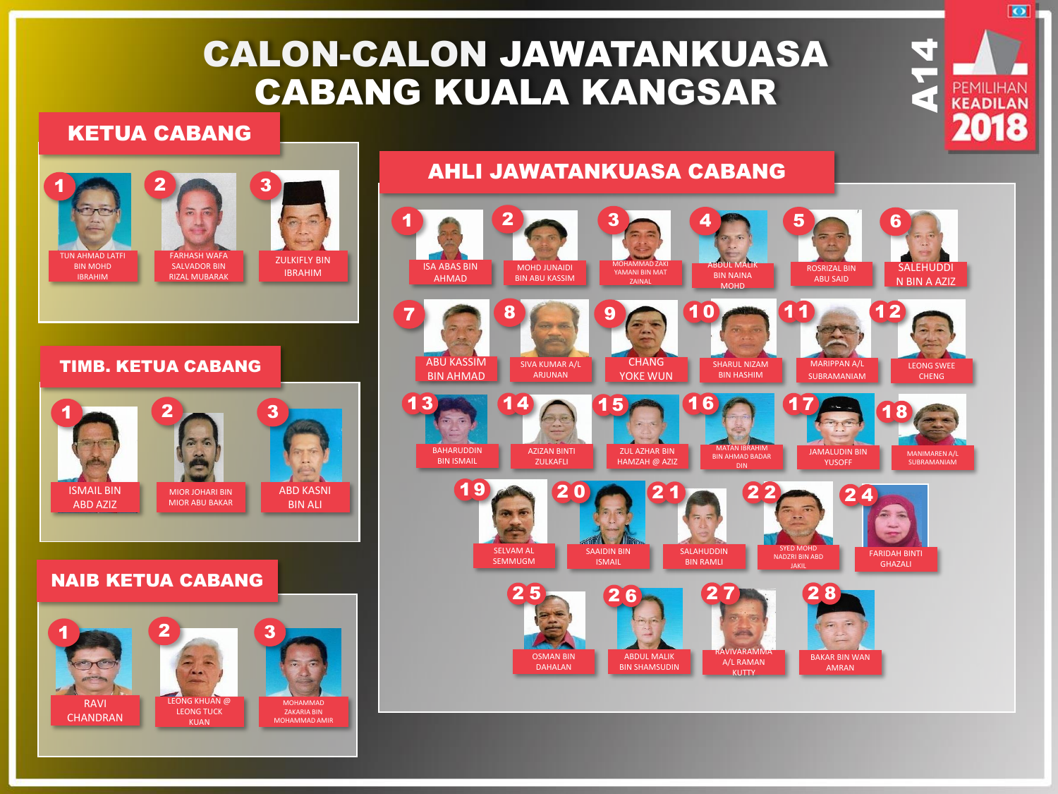# CALON-CALON JAWATANKUASA CABANG KUALA KANGSAR

A14 PEMILIHAN KEADILAN 2018

## KETUA CABANG

1. TUN AHMAD LATFI BIN MOHD IBRAHIM
2. FARHASH WAFA SALVADOR BIN RIZAL MUBARAK
3. ZULKIFLY BIN IBRAHIM

## TIMB. KETUA CABANG

1. ISMAIL BIN ABD AZIZ
2. MIOR JOHARI BIN MIOR ABU BAKAR
3. ABD KASNI BIN ALI

## NAIB KETUA CABANG

1. RAVI CHANDRAN
2. LEONG KHUAN @ LEONG TUCK KUAN
3. MOHAMMAD ZAKARIA BIN MOHAMMAD AMIR

## AHLI JAWATANKUASA CABANG

1. ISA ABAS BIN AHMAD
2. MOHD JUNAIDI BIN ABU KASSIM
3. MOHAMMAD ZAKI YAMANI BIN MAT ZAINAL
4. ABDUL MALIK BIN NAINA MOHD
5. ROSRIZAL BIN ABU SAID
6. SALEHUDDIN BIN A AZIZ
7. ABU KASSIM BIN AHMAD
8. SIVA KUMAR A/L ARJUNAN
9. CHANG YOKE WUN
10. SHARUL NIZAM BIN HASHIM
11. MARIPPAN A/L SUBRAMANIAM
12. LEONG SWEE CHENG
13. BAHARUDDIN BIN ISMAIL
14. AZIZAN BINTI ZULKAFLI
15. ZUL AZHAR BIN HAMZAH @ AZIZ
16. MATAN IBRAHIM BIN AHMAD BADAR DIN
17. JAMALUDIN BIN YUSOFF
18. MANIMAREN A/L SUBRAMANIAM
19. SELVAM AL SEMMUGM
20. SAAIDIN BIN ISMAIL
21. SALAHUDDIN BIN RAMLI
22. SYED MOHD NADZRI BIN ABD JAKIL
24. FARIDAH BINTI GHAZALI
25. OSMAN BIN DAHALAN
26. ABDUL MALIK BIN SHAMSUDIN
27. RAVIVARAMMA A/L RAMAN KUTTY
28. BAKAR BIN WAN AMRAN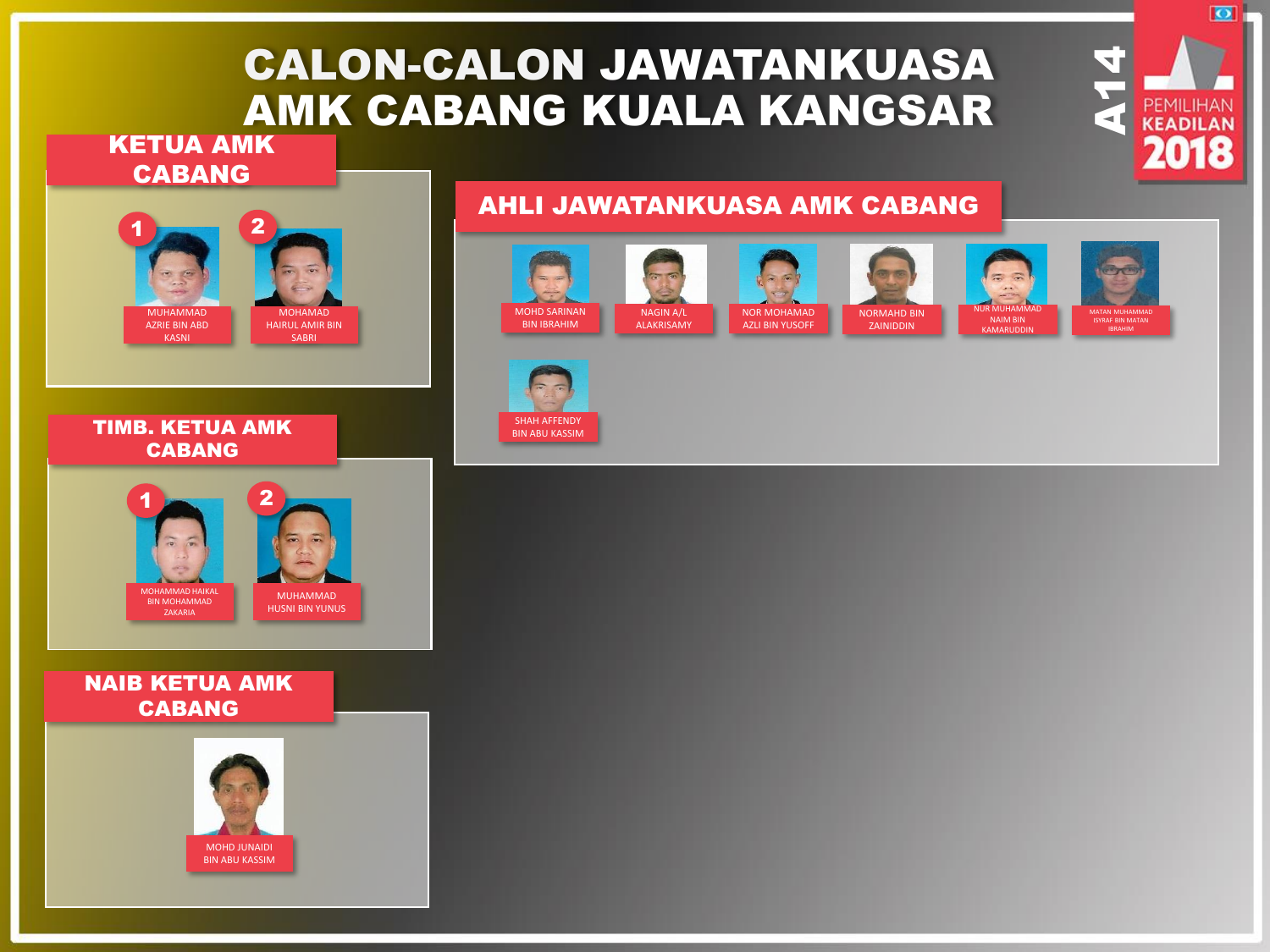# CALON-CALON JAWATANKUASA AMK CABANG KUALA KANGSAR

A14

PEMILIHAN KEADILAN 2018

## KETUA AMK CABANG

1. MUHAMMAD AZRIE BIN ABD KASNI
2. MOHAMAD HAIRUL AMIR BIN SABRI

## TIMB. KETUA AMK CABANG

1. MOHAMMAD HAIKAL BIN MOHAMMAD ZAKARIA
2. MUHAMMAD HUSNI BIN YUNUS

## NAIB KETUA AMK CABANG

- MOHD JUNAIDI BIN ABU KASSIM

## AHLI JAWATANKUASA AMK CABANG

- MOHD SARINAN BIN IBRAHIM
- NAGIN A/L ALAKRISAMY
- NOR MOHAMAD AZLI BIN YUSOFF
- NORMAHD BIN ZAINIDDIN
- NUR MUHAMMAD NAIM BIN KAMARUDDIN
- MATAN MUHAMMAD ISYRAF BIN MATAN IBRAHIM
- SHAH AFFENDY BIN ABU KASSIM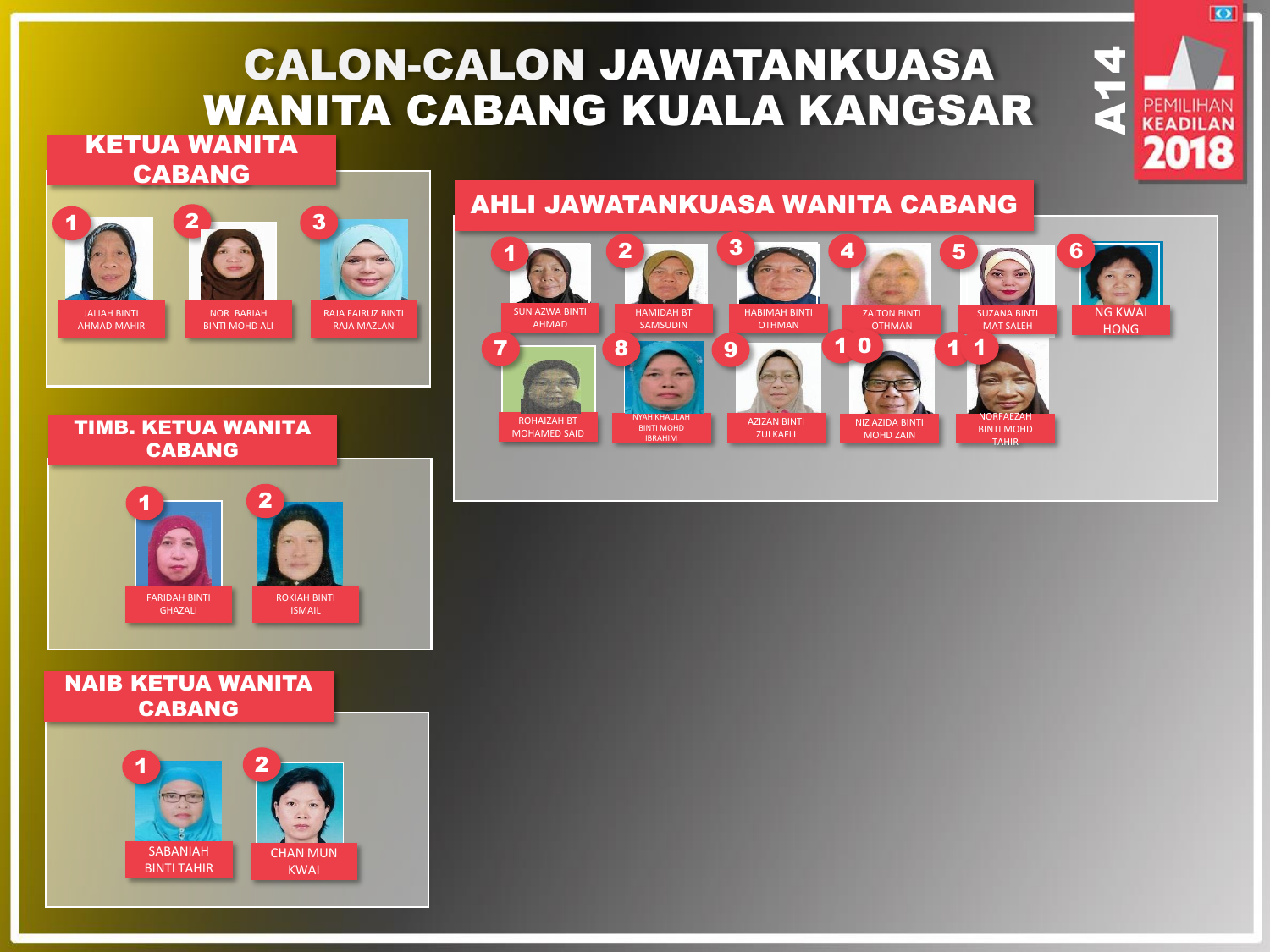# CALON-CALON JAWATANKUASA WANITA CABANG KUALA KANGSAR

A14

PEMILIHAN KEADILAN 2018

## KETUA WANITA CABANG

1. JALIAH BINTI AHMAD MAHIR
2. NOR BARIAH BINTI MOHD ALI
3. RAJA FAIRUZ BINTI RAJA MAZLAN

## TIMB. KETUA WANITA CABANG

1. FARIDAH BINTI GHAZALI
2. ROKIAH BINTI ISMAIL

## NAIB KETUA WANITA CABANG

1. SABANIAH BINTI TAHIR
2. CHAN MUN KWAI

## AHLI JAWATANKUASA WANITA CABANG

1. SUN AZWA BINTI AHMAD
2. HAMIDAH BT SAMSUDIN
3. HABIMAH BINTI OTHMAN
4. ZAITON BINTI OTHMAN
5. SUZANA BINTI MAT SALEH
6. NG KWAI HONG
7. ROHAIZAH BT MOHAMED SAID
8. NYAH KHAULAH BINTI MOHD IBRAHIM
9. AZIZAN BINTI ZULKAFLI
10. NIZ AZIDA BINTI MOHD ZAIN
11. NORFAEZAH BINTI MOHD TAHIR